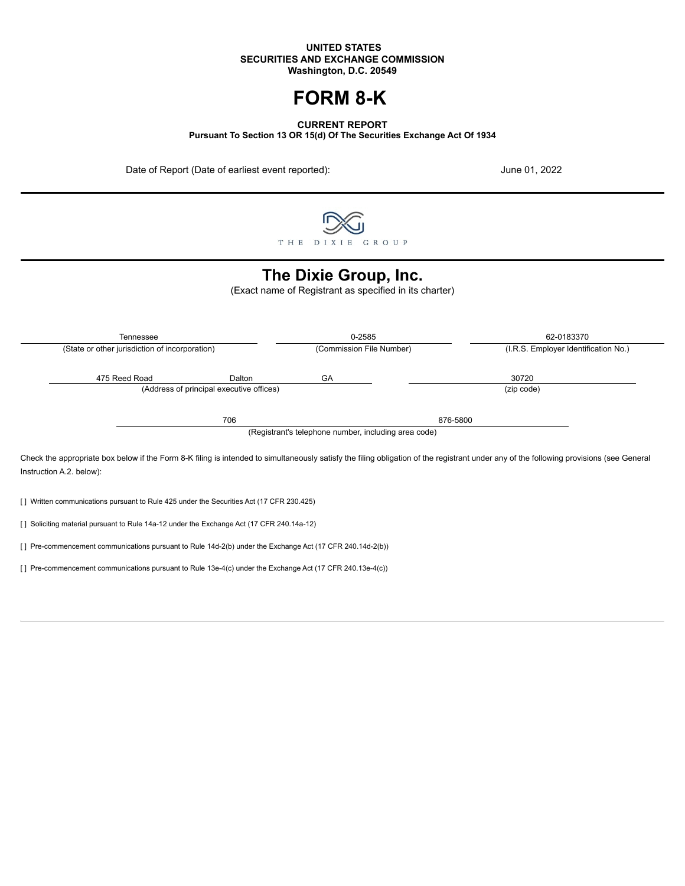**UNITED STATES**
**SECURITIES AND EXCHANGE COMMISSION**
**Washington, D.C. 20549**

# FORM 8-K

**CURRENT REPORT**
**Pursuant To Section 13 OR 15(d) Of The Securities Exchange Act Of 1934**

Date of Report (Date of earliest event reported): June 01, 2022

THE DIXIE GROUP

# The Dixie Group, Inc.

(Exact name of Registrant as specified in its charter)

| Tennessee | 0-2585 | 62-0183370 |
|---|---|---|
| (State or other jurisdiction of incorporation) | (Commission File Number) | (I.R.S. Employer Identification No.) |

| 475 Reed Road | Dalton | GA | 30720 |
|---|---|---|---|
| (Address of principal executive offices) | | | (zip code) |

706 876-5800
(Registrant's telephone number, including area code)

Check the appropriate box below if the Form 8-K filing is intended to simultaneously satisfy the filing obligation of the registrant under any of the following provisions (see General Instruction A.2. below):

[ ] Written communications pursuant to Rule 425 under the Securities Act (17 CFR 230.425)

[ ] Soliciting material pursuant to Rule 14a-12 under the Exchange Act (17 CFR 240.14a-12)

[ ] Pre-commencement communications pursuant to Rule 14d-2(b) under the Exchange Act (17 CFR 240.14d-2(b))

[ ] Pre-commencement communications pursuant to Rule 13e-4(c) under the Exchange Act (17 CFR 240.13e-4(c))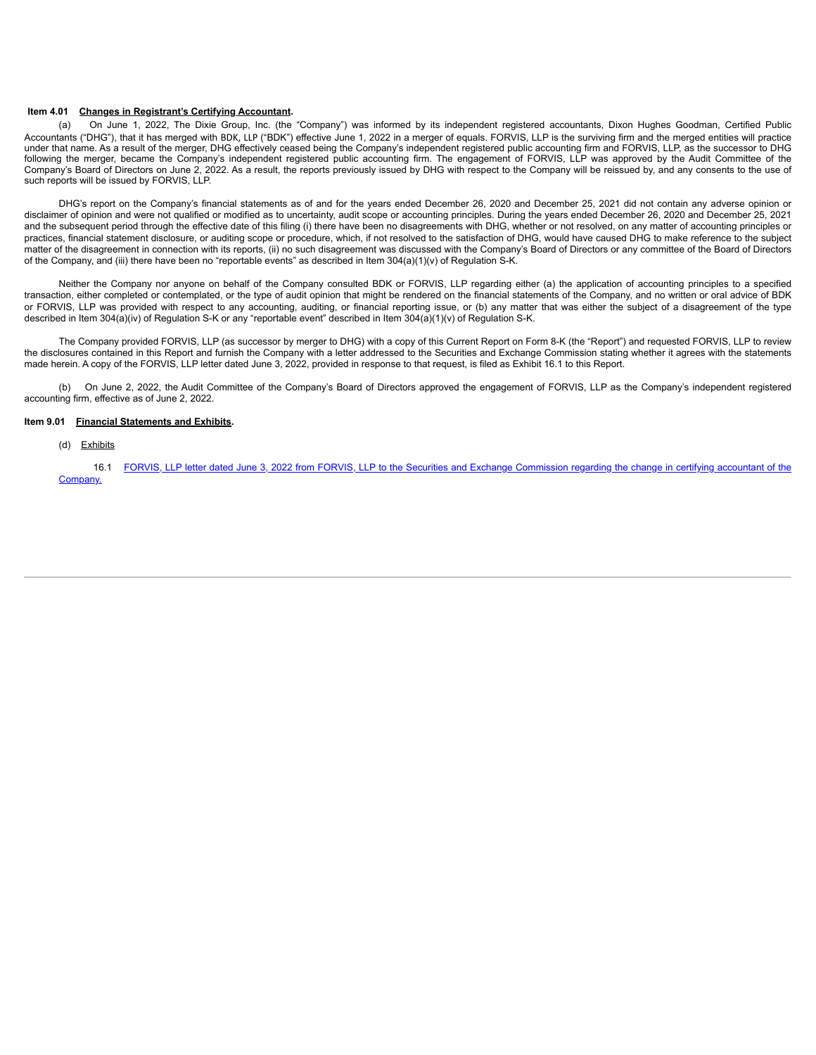**Item 4.01 Changes in Registrant's Certifying Accountant.**

(a) On June 1, 2022, The Dixie Group, Inc. (the "Company") was informed by its independent registered accountants, Dixon Hughes Goodman, Certified Public Accountants ("DHG"), that it has merged with BDK, LLP ("BDK") effective June 1, 2022 in a merger of equals. FORVIS, LLP is the surviving firm and the merged entities will practice under that name. As a result of the merger, DHG effectively ceased being the Company's independent registered public accounting firm and FORVIS, LLP, as the successor to DHG following the merger, became the Company's independent registered public accounting firm. The engagement of FORVIS, LLP was approved by the Audit Committee of the Company's Board of Directors on June 2, 2022. As a result, the reports previously issued by DHG with respect to the Company will be reissued by, and any consents to the use of such reports will be issued by FORVIS, LLP.

DHG's report on the Company's financial statements as of and for the years ended December 26, 2020 and December 25, 2021 did not contain any adverse opinion or disclaimer of opinion and were not qualified or modified as to uncertainty, audit scope or accounting principles. During the years ended December 26, 2020 and December 25, 2021 and the subsequent period through the effective date of this filing (i) there have been no disagreements with DHG, whether or not resolved, on any matter of accounting principles or practices, financial statement disclosure, or auditing scope or procedure, which, if not resolved to the satisfaction of DHG, would have caused DHG to make reference to the subject matter of the disagreement in connection with its reports, (ii) no such disagreement was discussed with the Company's Board of Directors or any committee of the Board of Directors of the Company, and (iii) there have been no "reportable events" as described in Item 304(a)(1)(v) of Regulation S-K.

Neither the Company nor anyone on behalf of the Company consulted BDK or FORVIS, LLP regarding either (a) the application of accounting principles to a specified transaction, either completed or contemplated, or the type of audit opinion that might be rendered on the financial statements of the Company, and no written or oral advice of BDK or FORVIS, LLP was provided with respect to any accounting, auditing, or financial reporting issue, or (b) any matter that was either the subject of a disagreement of the type described in Item 304(a)(iv) of Regulation S-K or any "reportable event" described in Item 304(a)(1)(v) of Regulation S-K.

The Company provided FORVIS, LLP (as successor by merger to DHG) with a copy of this Current Report on Form 8-K (the "Report") and requested FORVIS, LLP to review the disclosures contained in this Report and furnish the Company with a letter addressed to the Securities and Exchange Commission stating whether it agrees with the statements made herein. A copy of the FORVIS, LLP letter dated June 3, 2022, provided in response to that request, is filed as Exhibit 16.1 to this Report.

(b) On June 2, 2022, the Audit Committee of the Company's Board of Directors approved the engagement of FORVIS, LLP as the Company's independent registered accounting firm, effective as of June 2, 2022.

**Item 9.01 Financial Statements and Exhibits.**

(d) Exhibits

16.1 FORVIS, LLP letter dated June 3, 2022 from FORVIS, LLP to the Securities and Exchange Commission regarding the change in certifying accountant of the Company.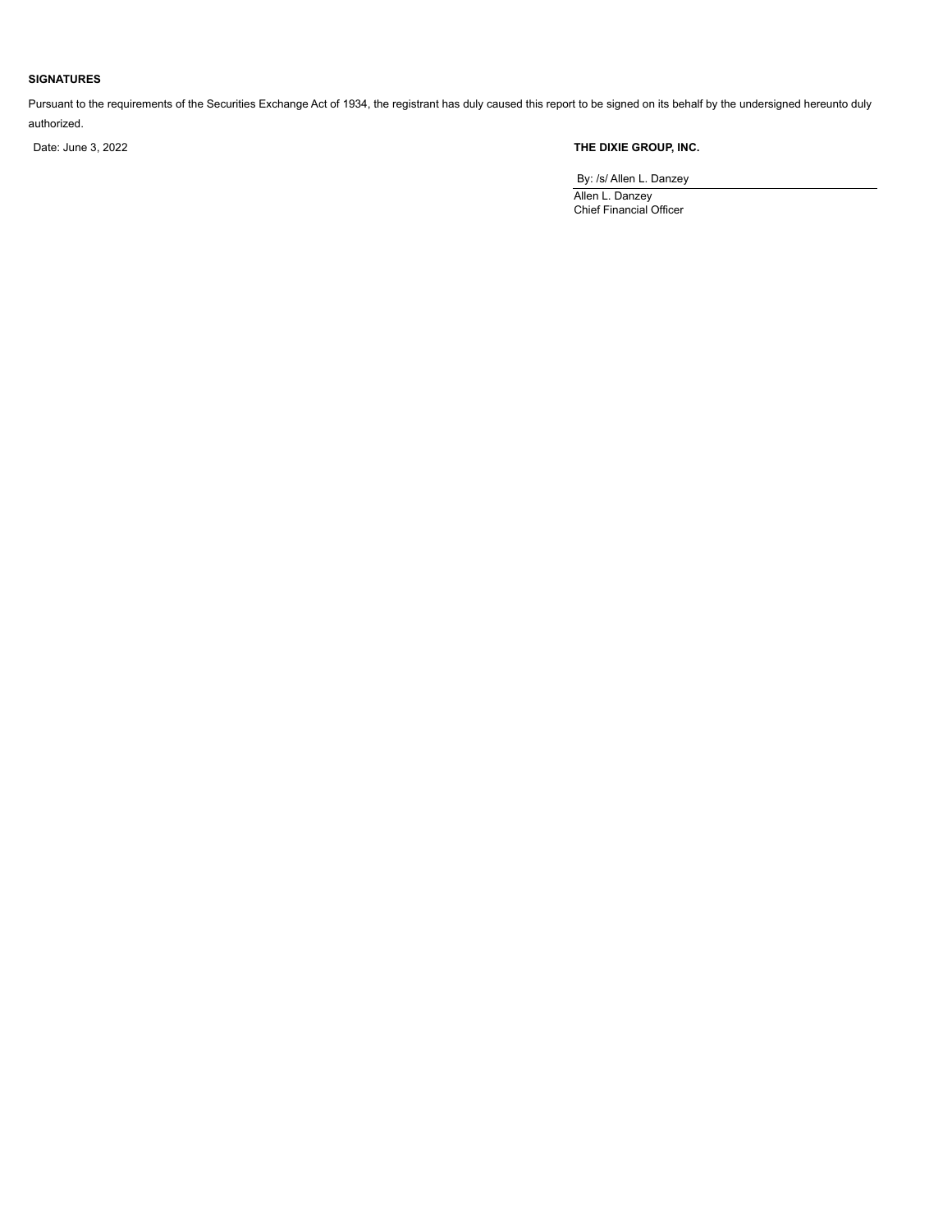**SIGNATURES**

Pursuant to the requirements of the Securities Exchange Act of 1934, the registrant has duly caused this report to be signed on its behalf by the undersigned hereunto duly authorized.

Date: June 3, 2022

**THE DIXIE GROUP, INC.**

By: /s/ Allen L. Danzey

Allen L. Danzey
Chief Financial Officer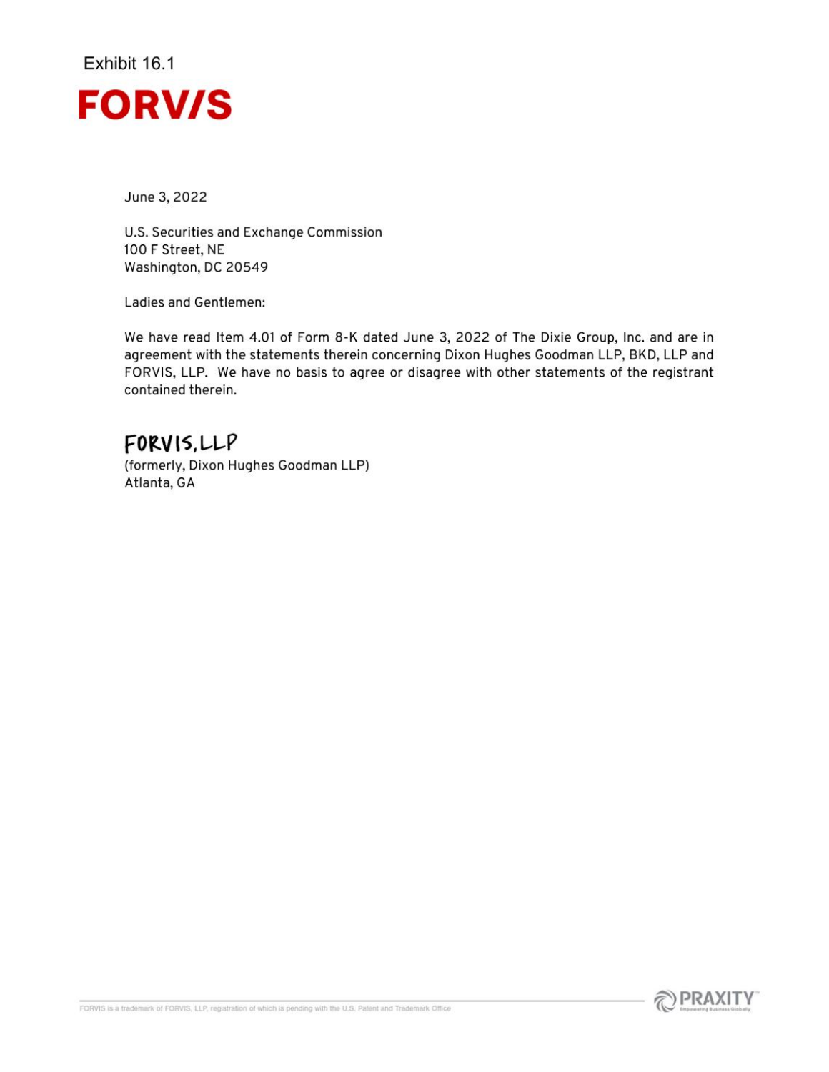Exhibit 16.1

**FORVIS**

June 3, 2022

U.S. Securities and Exchange Commission
100 F Street, NE
Washington, DC 20549

Ladies and Gentlemen:

We have read Item 4.01 of Form 8-K dated June 3, 2022 of The Dixie Group, Inc. and are in agreement with the statements therein concerning Dixon Hughes Goodman LLP, BKD, LLP and FORVIS, LLP. We have no basis to agree or disagree with other statements of the registrant contained therein.

FORVIS, LLP
(formerly, Dixon Hughes Goodman LLP)
Atlanta, GA

FORVIS is a trademark of FORVIS, LLP, registration of which is pending with the U.S. Patent and Trademark Office

PRAXITY